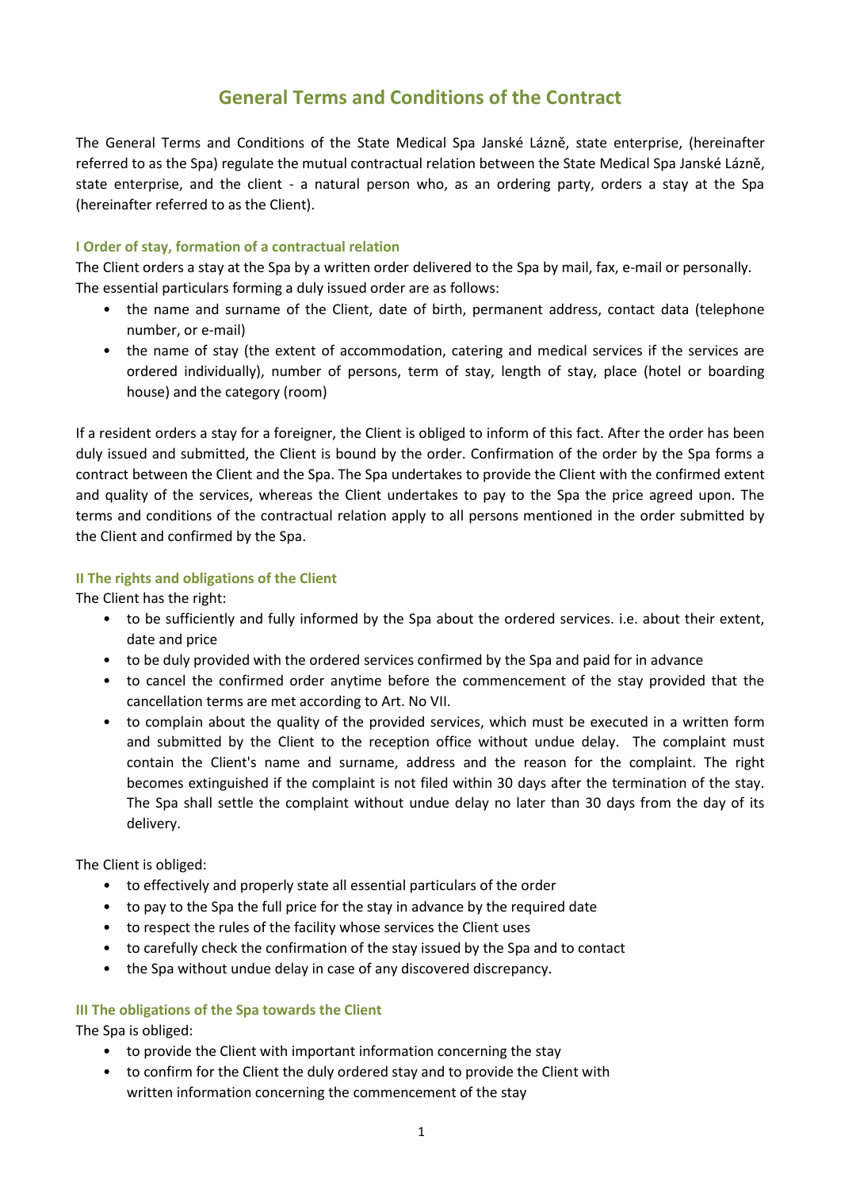# General Terms and Conditions of the Contract

The General Terms and Conditions of the State Medical Spa Janské Lázně, state enterprise, (hereinafter referred to as the Spa) regulate the mutual contractual relation between the State Medical Spa Janské Lázně, state enterprise, and the client - a natural person who, as an ordering party, orders a stay at the Spa (hereinafter referred to as the Client).

## I Order of stay, formation of a contractual relation

The Client orders a stay at the Spa by a written order delivered to the Spa by mail, fax, e-mail or personally. The essential particulars forming a duly issued order are as follows:

- the name and surname of the Client, date of birth, permanent address, contact data (telephone number, or e-mail)
- the name of stay (the extent of accommodation, catering and medical services if the services are ordered individually), number of persons, term of stay, length of stay, place (hotel or boarding house) and the category (room)

If a resident orders a stay for a foreigner, the Client is obliged to inform of this fact. After the order has been duly issued and submitted, the Client is bound by the order. Confirmation of the order by the Spa forms a contract between the Client and the Spa. The Spa undertakes to provide the Client with the confirmed extent and quality of the services, whereas the Client undertakes to pay to the Spa the price agreed upon. The terms and conditions of the contractual relation apply to all persons mentioned in the order submitted by the Client and confirmed by the Spa.

## II The rights and obligations of the Client

The Client has the right:

- to be sufficiently and fully informed by the Spa about the ordered services. i.e. about their extent, date and price
- to be duly provided with the ordered services confirmed by the Spa and paid for in advance
- to cancel the confirmed order anytime before the commencement of the stay provided that the cancellation terms are met according to Art. No VII.
- to complain about the quality of the provided services, which must be executed in a written form and submitted by the Client to the reception office without undue delay. The complaint must contain the Client's name and surname, address and the reason for the complaint. The right becomes extinguished if the complaint is not filed within 30 days after the termination of the stay. The Spa shall settle the complaint without undue delay no later than 30 days from the day of its delivery.

The Client is obliged:

- to effectively and properly state all essential particulars of the order
- to pay to the Spa the full price for the stay in advance by the required date
- to respect the rules of the facility whose services the Client uses
- to carefully check the confirmation of the stay issued by the Spa and to contact
- the Spa without undue delay in case of any discovered discrepancy.

## III The obligations of the Spa towards the Client

The Spa is obliged:

- to provide the Client with important information concerning the stay
- to confirm for the Client the duly ordered stay and to provide the Client with written information concerning the commencement of the stay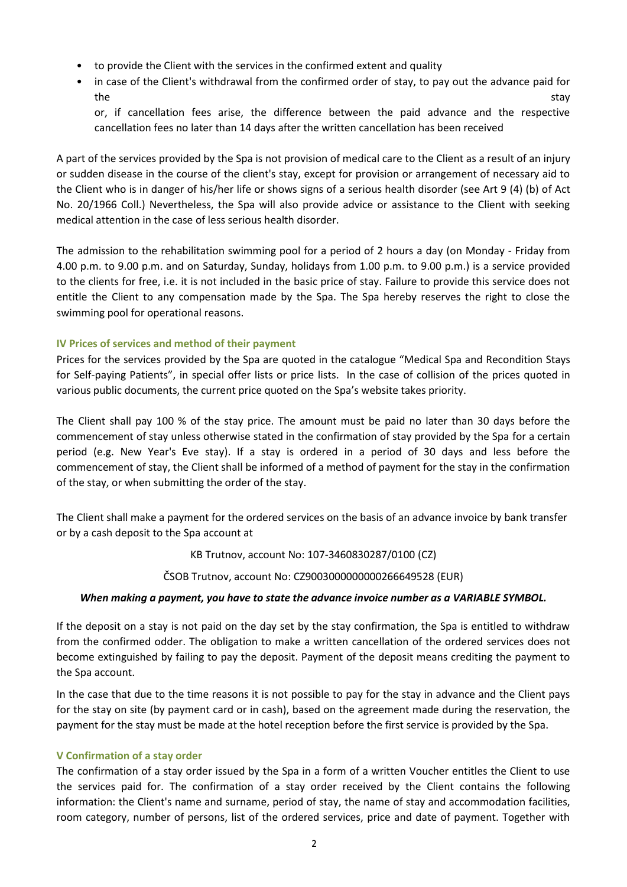- to provide the Client with the services in the confirmed extent and quality
- in case of the Client's withdrawal from the confirmed order of stay, to pay out the advance paid for the stay or, if cancellation fees arise, the difference between the paid advance and the respective cancellation fees no later than 14 days after the written cancellation has been received

A part of the services provided by the Spa is not provision of medical care to the Client as a result of an injury or sudden disease in the course of the client's stay, except for provision or arrangement of necessary aid to the Client who is in danger of his/her life or shows signs of a serious health disorder (see Art 9 (4) (b) of Act No. 20/1966 Coll.) Nevertheless, the Spa will also provide advice or assistance to the Client with seeking medical attention in the case of less serious health disorder.

The admission to the rehabilitation swimming pool for a period of 2 hours a day (on Monday - Friday from 4.00 p.m. to 9.00 p.m. and on Saturday, Sunday, holidays from 1.00 p.m. to 9.00 p.m.) is a service provided to the clients for free, i.e. it is not included in the basic price of stay. Failure to provide this service does not entitle the Client to any compensation made by the Spa. The Spa hereby reserves the right to close the swimming pool for operational reasons.

### IV Prices of services and method of their payment

Prices for the services provided by the Spa are quoted in the catalogue "Medical Spa and Recondition Stays for Self-paying Patients", in special offer lists or price lists. In the case of collision of the prices quoted in various public documents, the current price quoted on the Spa's website takes priority.

The Client shall pay 100 % of the stay price. The amount must be paid no later than 30 days before the commencement of stay unless otherwise stated in the confirmation of stay provided by the Spa for a certain period (e.g. New Year's Eve stay). If a stay is ordered in a period of 30 days and less before the commencement of stay, the Client shall be informed of a method of payment for the stay in the confirmation of the stay, or when submitting the order of the stay.

The Client shall make a payment for the ordered services on the basis of an advance invoice by bank transfer or by a cash deposit to the Spa account at

KB Trutnov, account No: 107-3460830287/0100 (CZ)

ČSOB Trutnov, account No: CZ9003000000000266649528 (EUR)

***When making a payment, you have to state the advance invoice number as a VARIABLE SYMBOL.***

If the deposit on a stay is not paid on the day set by the stay confirmation, the Spa is entitled to withdraw from the confirmed odder. The obligation to make a written cancellation of the ordered services does not become extinguished by failing to pay the deposit. Payment of the deposit means crediting the payment to the Spa account.

In the case that due to the time reasons it is not possible to pay for the stay in advance and the Client pays for the stay on site (by payment card or in cash), based on the agreement made during the reservation, the payment for the stay must be made at the hotel reception before the first service is provided by the Spa.

### V Confirmation of a stay order

The confirmation of a stay order issued by the Spa in a form of a written Voucher entitles the Client to use the services paid for. The confirmation of a stay order received by the Client contains the following information: the Client's name and surname, period of stay, the name of stay and accommodation facilities, room category, number of persons, list of the ordered services, price and date of payment. Together with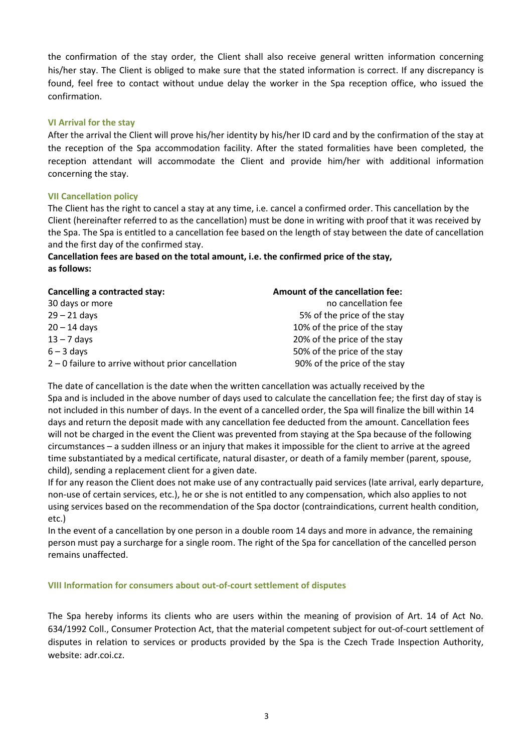the confirmation of the stay order, the Client shall also receive general written information concerning his/her stay. The Client is obliged to make sure that the stated information is correct. If any discrepancy is found, feel free to contact without undue delay the worker in the Spa reception office, who issued the confirmation.

## VI Arrival for the stay

After the arrival the Client will prove his/her identity by his/her ID card and by the confirmation of the stay at the reception of the Spa accommodation facility. After the stated formalities have been completed, the reception attendant will accommodate the Client and provide him/her with additional information concerning the stay.

## VII Cancellation policy

The Client has the right to cancel a stay at any time, i.e. cancel a confirmed order. This cancellation by the Client (hereinafter referred to as the cancellation) must be done in writing with proof that it was received by the Spa. The Spa is entitled to a cancellation fee based on the length of stay between the date of cancellation and the first day of the confirmed stay.

**Cancellation fees are based on the total amount, i.e. the confirmed price of the stay, as follows:**

| **Cancelling a contracted stay:** | **Amount of the cancellation fee:** |
|---|---|
| 30 days or more | no cancellation fee |
| 29 – 21 days | 5% of the price of the stay |
| 20 – 14 days | 10% of the price of the stay |
| 13 – 7 days | 20% of the price of the stay |
| 6 – 3 days | 50% of the price of the stay |
| 2 – 0 failure to arrive without prior cancellation | 90% of the price of the stay |

The date of cancellation is the date when the written cancellation was actually received by the Spa and is included in the above number of days used to calculate the cancellation fee; the first day of stay is not included in this number of days. In the event of a cancelled order, the Spa will finalize the bill within 14 days and return the deposit made with any cancellation fee deducted from the amount. Cancellation fees will not be charged in the event the Client was prevented from staying at the Spa because of the following circumstances – a sudden illness or an injury that makes it impossible for the client to arrive at the agreed time substantiated by a medical certificate, natural disaster, or death of a family member (parent, spouse, child), sending a replacement client for a given date.

If for any reason the Client does not make use of any contractually paid services (late arrival, early departure, non-use of certain services, etc.), he or she is not entitled to any compensation, which also applies to not using services based on the recommendation of the Spa doctor (contraindications, current health condition, etc.)

In the event of a cancellation by one person in a double room 14 days and more in advance, the remaining person must pay a surcharge for a single room. The right of the Spa for cancellation of the cancelled person remains unaffected.

## VIII Information for consumers about out-of-court settlement of disputes

The Spa hereby informs its clients who are users within the meaning of provision of Art. 14 of Act No. 634/1992 Coll., Consumer Protection Act, that the material competent subject for out-of-court settlement of disputes in relation to services or products provided by the Spa is the Czech Trade Inspection Authority, website: adr.coi.cz.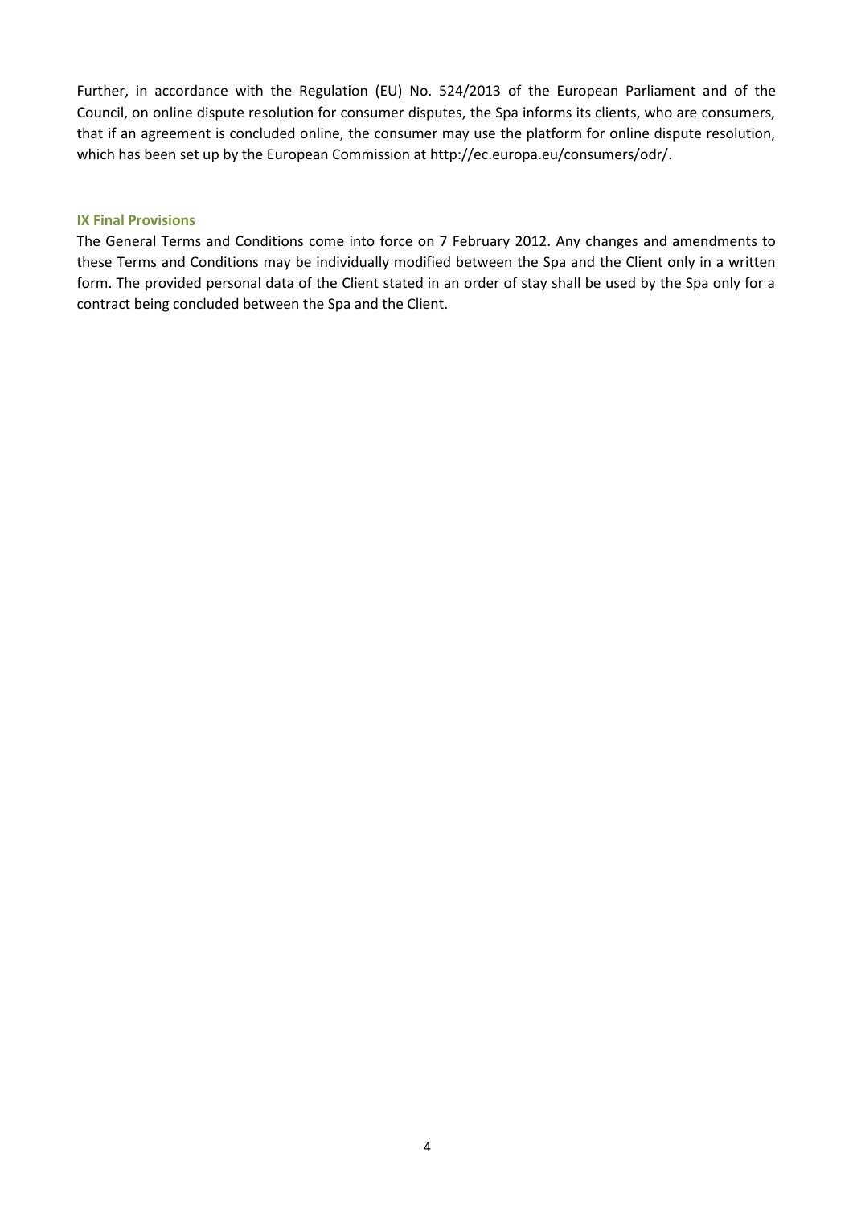Further, in accordance with the Regulation (EU) No. 524/2013 of the European Parliament and of the Council, on online dispute resolution for consumer disputes, the Spa informs its clients, who are consumers, that if an agreement is concluded online, the consumer may use the platform for online dispute resolution, which has been set up by the European Commission at http://ec.europa.eu/consumers/odr/.

### IX Final Provisions

The General Terms and Conditions come into force on 7 February 2012. Any changes and amendments to these Terms and Conditions may be individually modified between the Spa and the Client only in a written form. The provided personal data of the Client stated in an order of stay shall be used by the Spa only for a contract being concluded between the Spa and the Client.